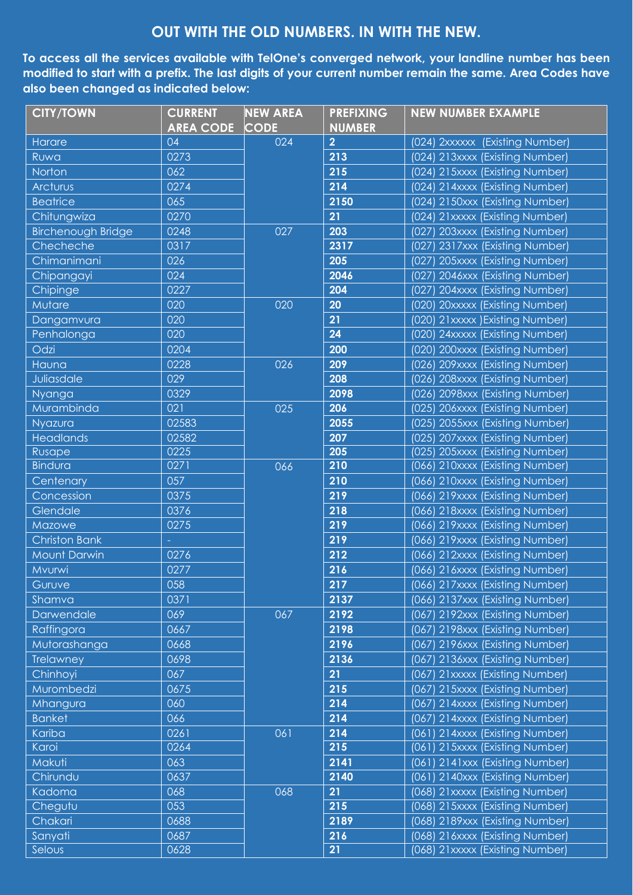## OUT WITH THE OLD NUMBERS. IN WITH THE NEW.

**To access all the services available with TelOne's converged network, your landline number has been modified to start with a prefix. The last digits of your current number remain the same. Area Codes have also been changed as indicated below:**

| CITY/TOWN | CURRENT AREA CODE | NEW AREA CODE | PREFIXING NUMBER | NEW NUMBER EXAMPLE |
|---|---|---|---|---|
| Harare | 04 | 024 | **2** | (024) 2xxxxxx (Existing Number) |
| Ruwa | 0273 | | **213** | (024) 213xxxx (Existing Number) |
| Norton | 062 | | **215** | (024) 215xxxx (Existing Number) |
| Arcturus | 0274 | | **214** | (024) 214xxxx (Existing Number) |
| Beatrice | 065 | | **2150** | (024) 2150xxx (Existing Number) |
| Chitungwiza | 0270 | | **21** | (024) 21xxxxx (Existing Number) |
| Birchenough Bridge | 0248 | 027 | **203** | (027) 203xxxx (Existing Number) |
| Checheche | 0317 | | **2317** | (027) 2317xxx (Existing Number) |
| Chimanimani | 026 | | **205** | (027) 205xxxx (Existing Number) |
| Chipangayi | 024 | | **2046** | (027) 2046xxx (Existing Number) |
| Chipinge | 0227 | | **204** | (027) 204xxxx (Existing Number) |
| Mutare | 020 | 020 | **20** | (020) 20xxxxx (Existing Number) |
| Dangamvura | 020 | | **21** | (020) 21xxxxx )Existing Number) |
| Penhalonga | 020 | | **24** | (020) 24xxxxx (Existing Number) |
| Odzi | 0204 | | **200** | (020) 200xxxx (Existing Number) |
| Hauna | 0228 | 026 | **209** | (026) 209xxxx (Existing Number) |
| Juliasdale | 029 | | **208** | (026) 208xxxx (Existing Number) |
| Nyanga | 0329 | | **2098** | (026) 2098xxx (Existing Number) |
| Murambinda | 021 | 025 | **206** | (025) 206xxxx (Existing Number) |
| Nyazura | 02583 | | **2055** | (025) 2055xxx (Existing Number) |
| Headlands | 02582 | | **207** | (025) 207xxxx (Existing Number) |
| Rusape | 0225 | | **205** | (025) 205xxxx (Existing Number) |
| Bindura | 0271 | 066 | **210** | (066) 210xxxx (Existing Number) |
| Centenary | 057 | | **210** | (066) 210xxxx (Existing Number) |
| Concession | 0375 | | **219** | (066) 219xxxx (Existing Number) |
| Glendale | 0376 | | **218** | (066) 218xxxx (Existing Number) |
| Mazowe | 0275 | | **219** | (066) 219xxxx (Existing Number) |
| Christon Bank | - | | **219** | (066) 219xxxx (Existing Number) |
| Mount Darwin | 0276 | | **212** | (066) 212xxxx (Existing Number) |
| Mvurwi | 0277 | | **216** | (066) 216xxxx (Existing Number) |
| Guruve | 058 | | **217** | (066) 217xxxx (Existing Number) |
| Shamva | 0371 | | **2137** | (066) 2137xxx (Existing Number) |
| Darwendale | 069 | 067 | **2192** | (067) 2192xxx (Existing Number) |
| Raffingora | 0667 | | **2198** | (067) 2198xxx (Existing Number) |
| Mutorashanga | 0668 | | **2196** | (067) 2196xxx (Existing Number) |
| Trelawney | 0698 | | **2136** | (067) 2136xxx (Existing Number) |
| Chinhoyi | 067 | | **21** | (067) 21xxxxx (Existing Number) |
| Murombedzi | 0675 | | **215** | (067) 215xxxx (Existing Number) |
| Mhangura | 060 | | **214** | (067) 214xxxx (Existing Number) |
| Banket | 066 | | **214** | (067) 214xxxx (Existing Number) |
| Kariba | 0261 | 061 | **214** | (061) 214xxxx (Existing Number) |
| Karoi | 0264 | | **215** | (061) 215xxxx (Existing Number) |
| Makuti | 063 | | **2141** | (061) 2141xxx (Existing Number) |
| Chirundu | 0637 | | **2140** | (061) 2140xxx (Existing Number) |
| Kadoma | 068 | 068 | **21** | (068) 21xxxxx (Existing Number) |
| Chegutu | 053 | | **215** | (068) 215xxxx (Existing Number) |
| Chakari | 0688 | | **2189** | (068) 2189xxx (Existing Number) |
| Sanyati | 0687 | | **216** | (068) 216xxxx (Existing Number) |
| Selous | 0628 | | **21** | (068) 21xxxxx (Existing Number) |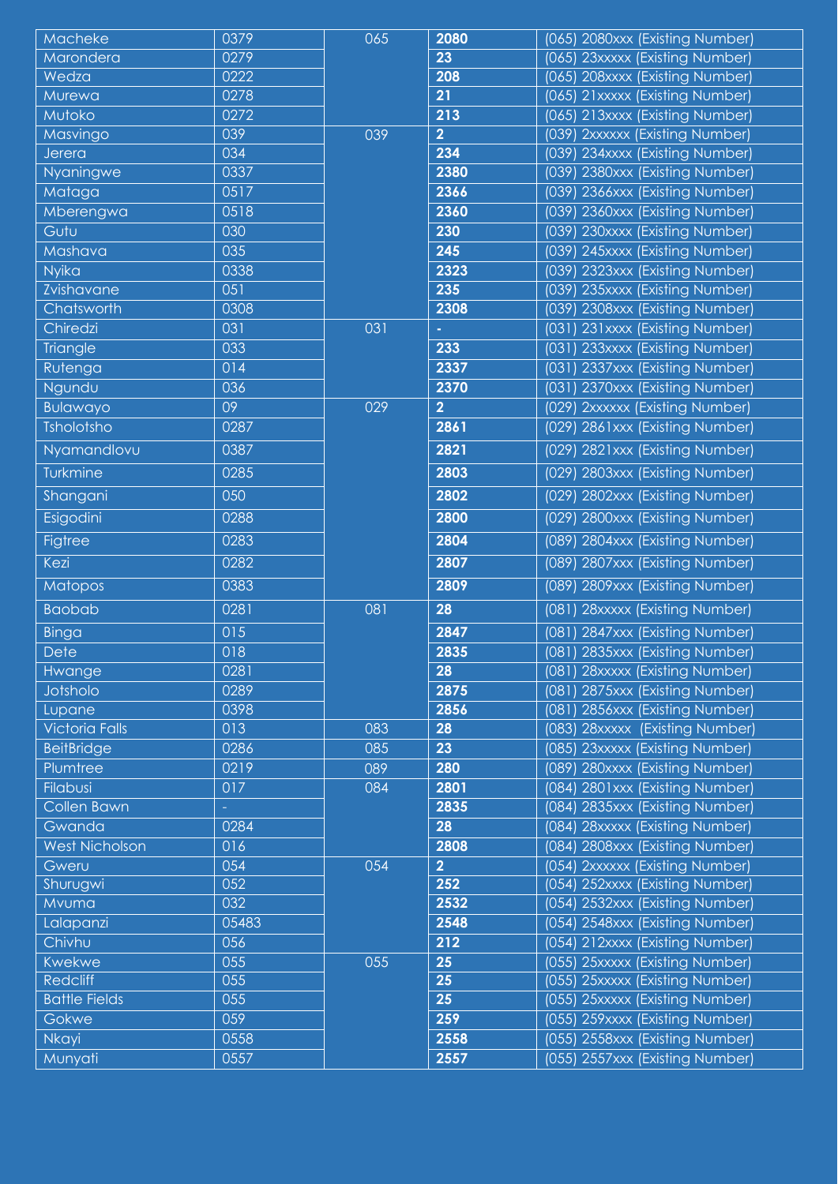| | | | | |
|---|---|---|---|---|
| Macheke | 0379 | 065 | **2080** | (065) 2080xxx (Existing Number) |
| Marondera | 0279 | | **23** | (065) 23xxxxx (Existing Number) |
| Wedza | 0222 | | **208** | (065) 208xxxx (Existing Number) |
| Murewa | 0278 | | **21** | (065) 21xxxxx (Existing Number) |
| Mutoko | 0272 | | **213** | (065) 213xxxx (Existing Number) |
| Masvingo | 039 | 039 | **2** | (039) 2xxxxxx (Existing Number) |
| Jerera | 034 | | **234** | (039) 234xxxx (Existing Number) |
| Nyaningwe | 0337 | | **2380** | (039) 2380xxx (Existing Number) |
| Mataga | 0517 | | **2366** | (039) 2366xxx (Existing Number) |
| Mberengwa | 0518 | | **2360** | (039) 2360xxx (Existing Number) |
| Gutu | 030 | | **230** | (039) 230xxxx (Existing Number) |
| Mashava | 035 | | **245** | (039) 245xxxx (Existing Number) |
| Nyika | 0338 | | **2323** | (039) 2323xxx (Existing Number) |
| Zvishavane | 051 | | **235** | (039) 235xxxx (Existing Number) |
| Chatsworth | 0308 | | **2308** | (039) 2308xxx (Existing Number) |
| Chiredzi | 031 | 031 | - | (031) 231xxxx (Existing Number) |
| Triangle | 033 | | **233** | (031) 233xxxx (Existing Number) |
| Rutenga | 014 | | **2337** | (031) 2337xxx (Existing Number) |
| Ngundu | 036 | | **2370** | (031) 2370xxx (Existing Number) |
| Bulawayo | 09 | 029 | **2** | (029) 2xxxxxx (Existing Number) |
| Tsholotsho | 0287 | | **2861** | (029) 2861xxx (Existing Number) |
| Nyamandlovu | 0387 | | **2821** | (029) 2821xxx (Existing Number) |
| Turkmine | 0285 | | **2803** | (029) 2803xxx (Existing Number) |
| Shangani | 050 | | **2802** | (029) 2802xxx (Existing Number) |
| Esigodini | 0288 | | **2800** | (029) 2800xxx (Existing Number) |
| Figtree | 0283 | | **2804** | (089) 2804xxx (Existing Number) |
| Kezi | 0282 | | **2807** | (089) 2807xxx (Existing Number) |
| Matopos | 0383 | | **2809** | (089) 2809xxx (Existing Number) |
| Baobab | 0281 | 081 | **28** | (081) 28xxxxx (Existing Number) |
| Binga | 015 | | **2847** | (081) 2847xxx (Existing Number) |
| Dete | 018 | | **2835** | (081) 2835xxx (Existing Number) |
| Hwange | 0281 | | **28** | (081) 28xxxxx (Existing Number) |
| Jotsholo | 0289 | | **2875** | (081) 2875xxx (Existing Number) |
| Lupane | 0398 | | **2856** | (081) 2856xxx (Existing Number) |
| Victoria Falls | 013 | 083 | **28** | (083) 28xxxxx (Existing Number) |
| BeitBridge | 0286 | 085 | **23** | (085) 23xxxxx (Existing Number) |
| Plumtree | 0219 | 089 | **280** | (089) 280xxxx (Existing Number) |
| Filabusi | 017 | 084 | **2801** | (084) 2801xxx (Existing Number) |
| Collen Bawn | - | | **2835** | (084) 2835xxx (Existing Number) |
| Gwanda | 0284 | | **28** | (084) 28xxxxx (Existing Number) |
| West Nicholson | 016 | | **2808** | (084) 2808xxx (Existing Number) |
| Gweru | 054 | 054 | **2** | (054) 2xxxxxx (Existing Number) |
| Shurugwi | 052 | | **252** | (054) 252xxxx (Existing Number) |
| Mvuma | 032 | | **2532** | (054) 2532xxx (Existing Number) |
| Lalapanzi | 05483 | | **2548** | (054) 2548xxx (Existing Number) |
| Chivhu | 056 | | **212** | (054) 212xxxx (Existing Number) |
| Kwekwe | 055 | 055 | **25** | (055) 25xxxxx (Existing Number) |
| Redcliff | 055 | | **25** | (055) 25xxxxx (Existing Number) |
| Battle Fields | 055 | | **25** | (055) 25xxxxx (Existing Number) |
| Gokwe | 059 | | **259** | (055) 259xxxx (Existing Number) |
| Nkayi | 0558 | | **2558** | (055) 2558xxx (Existing Number) |
| Munyati | 0557 | | **2557** | (055) 2557xxx (Existing Number) |